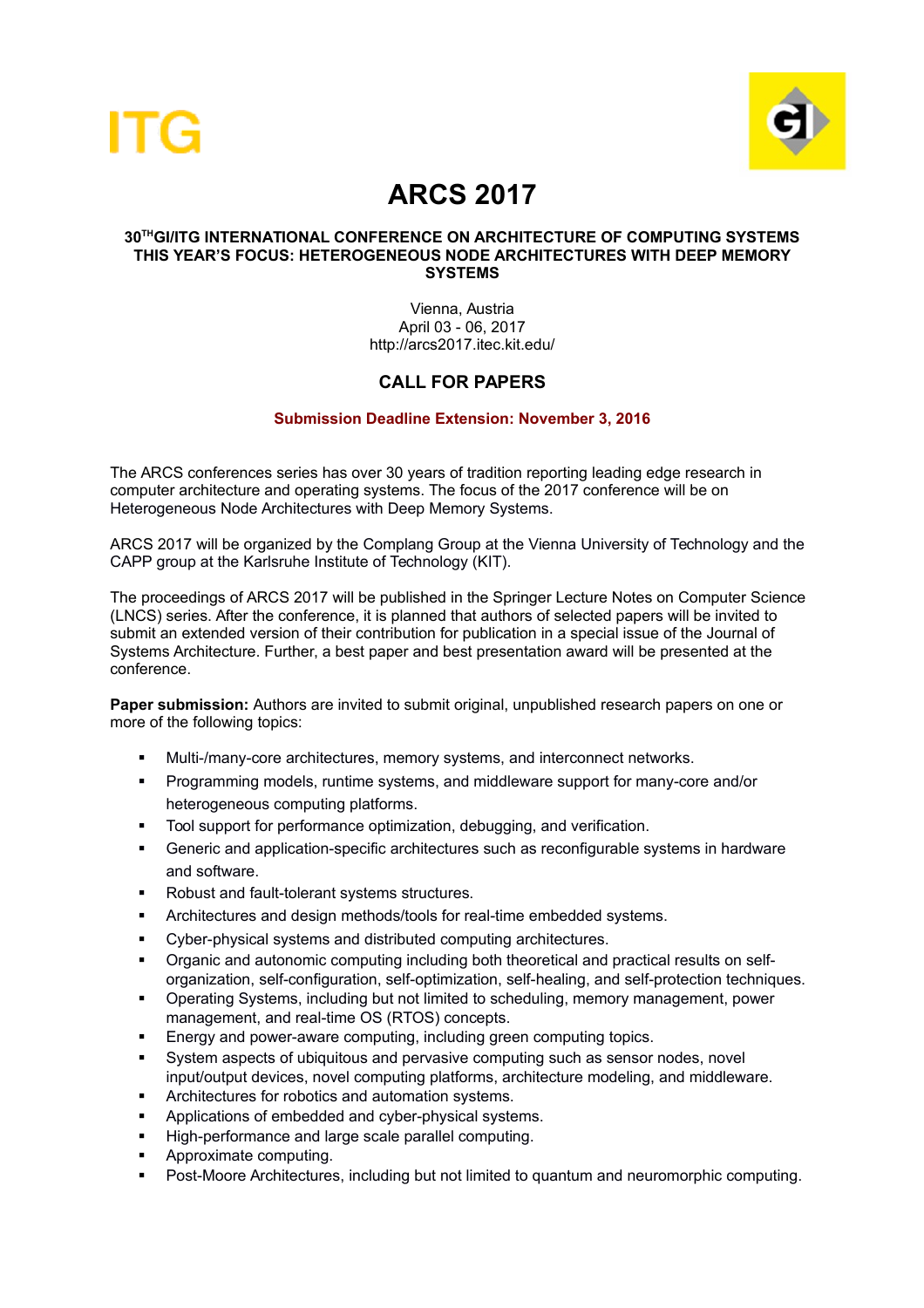# ARCS 2017

**30[TH] GI/ITG INTERNATIONAL CONFERENCE ON ARCHITECTURE OF COMPUTING SYSTEMS**
**THIS YEAR'S FOCUS: HETEROGENEOUS NODE ARCHITECTURES WITH DEEP MEMORY SYSTEMS**

Vienna, Austria
April 03 - 06, 2017
http://arcs2017.itec.kit.edu/

## CALL FOR PAPERS

**Submission Deadline Extension: November 3, 2016**

The ARCS conferences series has over 30 years of tradition reporting leading edge research in computer architecture and operating systems. The focus of the 2017 conference will be on Heterogeneous Node Architectures with Deep Memory Systems.

ARCS 2017 will be organized by the Complang Group at the Vienna University of Technology and the CAPP group at the Karlsruhe Institute of Technology (KIT).

The proceedings of ARCS 2017 will be published in the Springer Lecture Notes on Computer Science (LNCS) series. After the conference, it is planned that authors of selected papers will be invited to submit an extended version of their contribution for publication in a special issue of the Journal of Systems Architecture. Further, a best paper and best presentation award will be presented at the conference.

**Paper submission:** Authors are invited to submit original, unpublished research papers on one or more of the following topics:

- Multi-/many-core architectures, memory systems, and interconnect networks.
- Programming models, runtime systems, and middleware support for many-core and/or heterogeneous computing platforms.
- Tool support for performance optimization, debugging, and verification.
- Generic and application-specific architectures such as reconfigurable systems in hardware and software.
- Robust and fault-tolerant systems structures.
- Architectures and design methods/tools for real-time embedded systems.
- Cyber-physical systems and distributed computing architectures.
- Organic and autonomic computing including both theoretical and practical results on self-organization, self-configuration, self-optimization, self-healing, and self-protection techniques.
- Operating Systems, including but not limited to scheduling, memory management, power management, and real-time OS (RTOS) concepts.
- Energy and power-aware computing, including green computing topics.
- System aspects of ubiquitous and pervasive computing such as sensor nodes, novel input/output devices, novel computing platforms, architecture modeling, and middleware.
- Architectures for robotics and automation systems.
- Applications of embedded and cyber-physical systems.
- High-performance and large scale parallel computing.
- Approximate computing.
- Post-Moore Architectures, including but not limited to quantum and neuromorphic computing.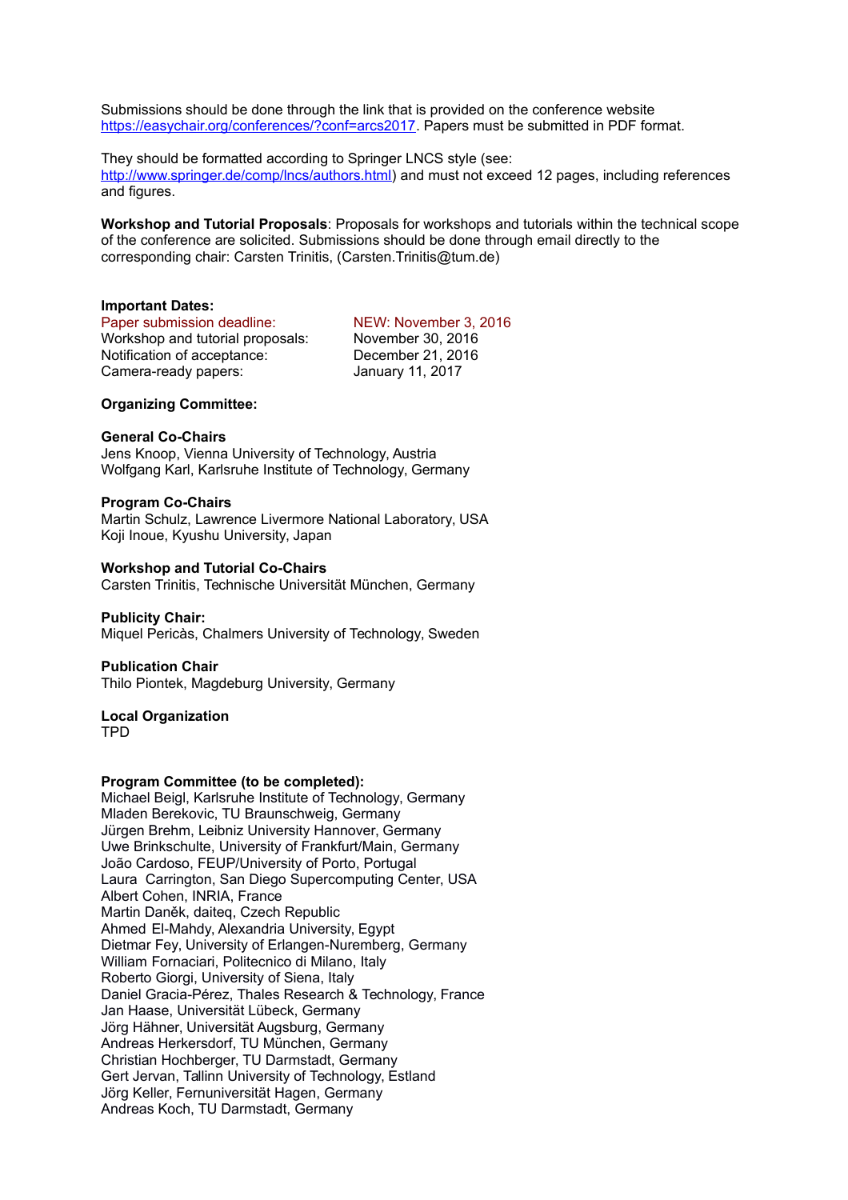Submissions should be done through the link that is provided on the conference website [https://easychair.org/conferences/?conf=arcs2017](https://easychair.org/conferences/?conf=arcs2017). Papers must be submitted in PDF format.

They should be formatted according to Springer LNCS style (see: [http://www.springer.de/comp/lncs/authors.html](http://www.springer.de/comp/lncs/authors.html)) and must not exceed 12 pages, including references and figures.

**Workshop and Tutorial Proposals**: Proposals for workshops and tutorials within the technical scope of the conference are solicited. Submissions should be done through email directly to the corresponding chair: Carsten Trinitis, (Carsten.Trinitis@tum.de)

**Important Dates:**

| | |
|---|---|
| Paper submission deadline: | NEW: November 3, 2016 |
| Workshop and tutorial proposals: | November 30, 2016 |
| Notification of acceptance: | December 21, 2016 |
| Camera-ready papers: | January 11, 2017 |

**Organizing Committee:**

**General Co-Chairs**
Jens Knoop, Vienna University of Technology, Austria
Wolfgang Karl, Karlsruhe Institute of Technology, Germany

**Program Co-Chairs**
Martin Schulz, Lawrence Livermore National Laboratory, USA
Koji Inoue, Kyushu University, Japan

**Workshop and Tutorial Co-Chairs**
Carsten Trinitis, Technische Universität München, Germany

**Publicity Chair:**
Miquel Pericàs, Chalmers University of Technology, Sweden

**Publication Chair**
Thilo Piontek, Magdeburg University, Germany

**Local Organization**
TPD

**Program Committee (to be completed):**
Michael Beigl, Karlsruhe Institute of Technology, Germany
Mladen Berekovic, TU Braunschweig, Germany
Jürgen Brehm, Leibniz University Hannover, Germany
Uwe Brinkschulte, University of Frankfurt/Main, Germany
João Cardoso, FEUP/University of Porto, Portugal
Laura Carrington, San Diego Supercomputing Center, USA
Albert Cohen, INRIA, France
Martin Daněk, daiteq, Czech Republic
Ahmed El-Mahdy, Alexandria University, Egypt
Dietmar Fey, University of Erlangen-Nuremberg, Germany
William Fornaciari, Politecnico di Milano, Italy
Roberto Giorgi, University of Siena, Italy
Daniel Gracia-Pérez, Thales Research & Technology, France
Jan Haase, Universität Lübeck, Germany
Jörg Hähner, Universität Augsburg, Germany
Andreas Herkersdorf, TU München, Germany
Christian Hochberger, TU Darmstadt, Germany
Gert Jervan, Tallinn University of Technology, Estland
Jörg Keller, Fernuniversität Hagen, Germany
Andreas Koch, TU Darmstadt, Germany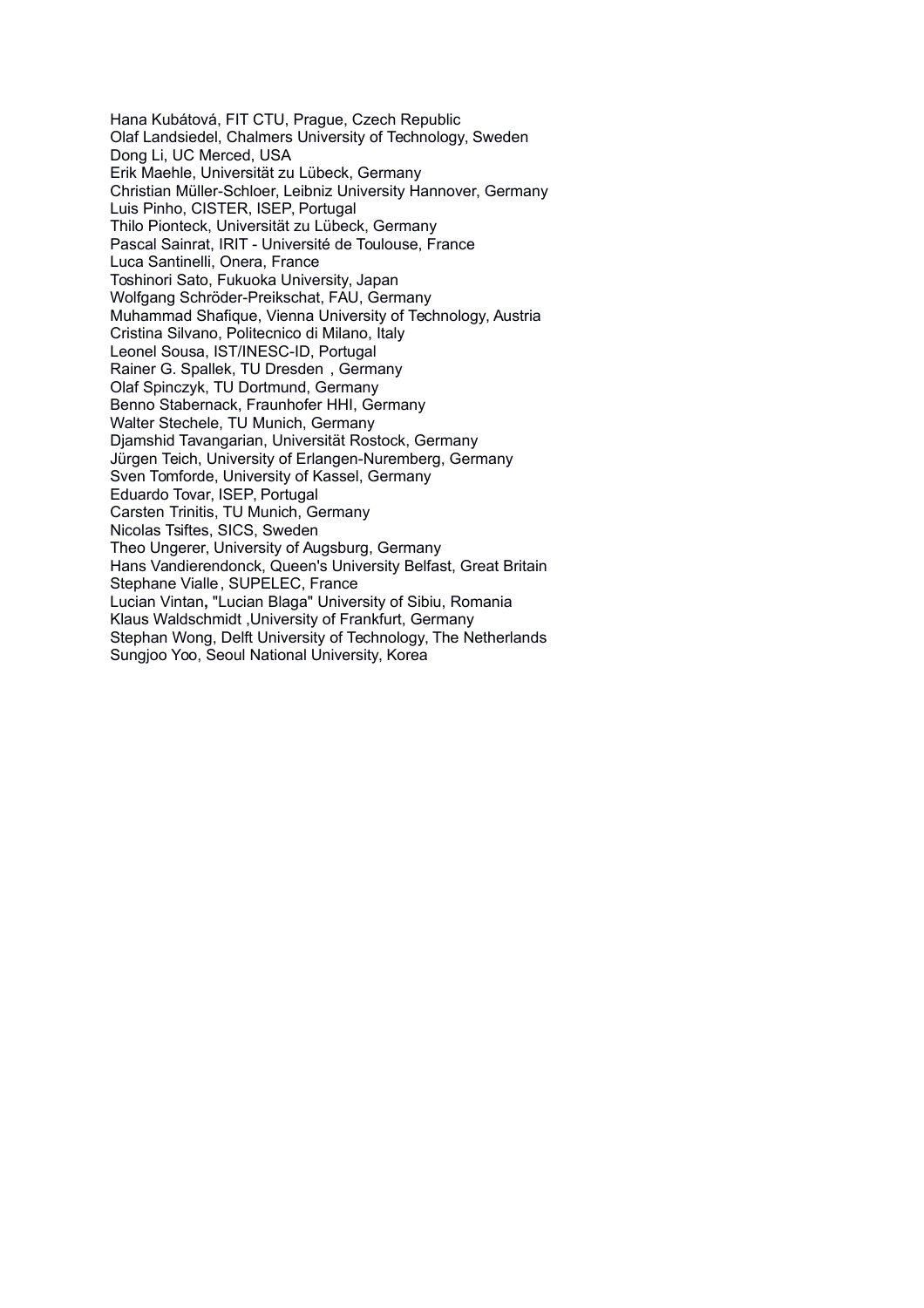Hana Kubátová, FIT CTU, Prague, Czech Republic
Olaf Landsiedel, Chalmers University of Technology, Sweden
Dong Li, UC Merced, USA
Erik Maehle, Universität zu Lübeck, Germany
Christian Müller-Schloer, Leibniz University Hannover, Germany
Luis Pinho, CISTER, ISEP, Portugal
Thilo Pionteck, Universität zu Lübeck, Germany
Pascal Sainrat, IRIT - Université de Toulouse, France
Luca Santinelli, Onera, France
Toshinori Sato, Fukuoka University, Japan
Wolfgang Schröder-Preikschat, FAU, Germany
Muhammad Shafique, Vienna University of Technology, Austria
Cristina Silvano, Politecnico di Milano, Italy
Leonel Sousa, IST/INESC-ID, Portugal
Rainer G. Spallek, TU Dresden , Germany
Olaf Spinczyk, TU Dortmund, Germany
Benno Stabernack, Fraunhofer HHI, Germany
Walter Stechele, TU Munich, Germany
Djamshid Tavangarian, Universität Rostock, Germany
Jürgen Teich, University of Erlangen-Nuremberg, Germany
Sven Tomforde, University of Kassel, Germany
Eduardo Tovar, ISEP, Portugal
Carsten Trinitis, TU Munich, Germany
Nicolas Tsiftes, SICS, Sweden
Theo Ungerer, University of Augsburg, Germany
Hans Vandierendonck, Queen's University Belfast, Great Britain
Stephane Vialle, SUPELEC, France
Lucian Vintan**,** "Lucian Blaga" University of Sibiu, Romania
Klaus Waldschmidt ,University of Frankfurt, Germany
Stephan Wong, Delft University of Technology, The Netherlands
Sungjoo Yoo, Seoul National University, Korea